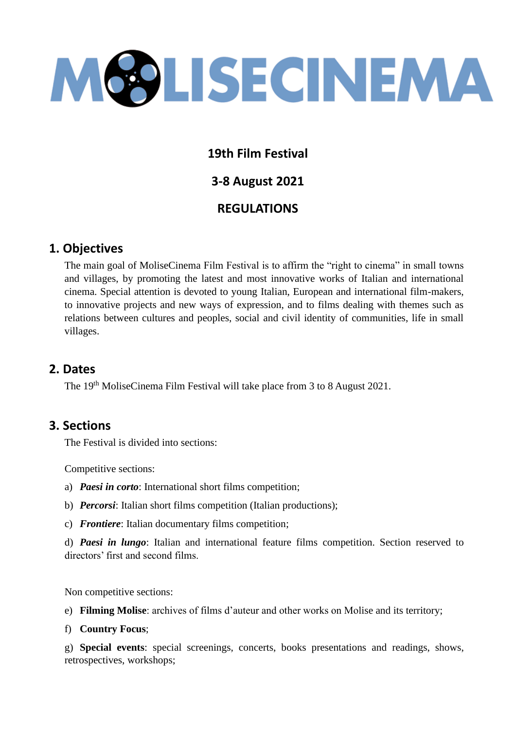# MOLISECINEMA

**19th Film Festival**

**3-8 August 2021**

**REGULATIONS**

## 1. Objectives

The main goal of MoliseCinema Film Festival is to affirm the "right to cinema" in small towns and villages, by promoting the latest and most innovative works of Italian and international cinema. Special attention is devoted to young Italian, European and international film-makers, to innovative projects and new ways of expression, and to films dealing with themes such as relations between cultures and peoples, social and civil identity of communities, life in small villages.

## 2. Dates

The 19th MoliseCinema Film Festival will take place from 3 to 8 August 2021.

## 3. Sections

The Festival is divided into sections:

Competitive sections:

a) ***Paesi in corto***: International short films competition;

b) ***Percorsi***: Italian short films competition (Italian productions);

c) ***Frontiere***: Italian documentary films competition;

d) ***Paesi in lungo***: Italian and international feature films competition. Section reserved to directors' first and second films.

Non competitive sections:

e) **Filming Molise**: archives of films d'auteur and other works on Molise and its territory;

f) **Country Focus**;

g) **Special events**: special screenings, concerts, books presentations and readings, shows, retrospectives, workshops;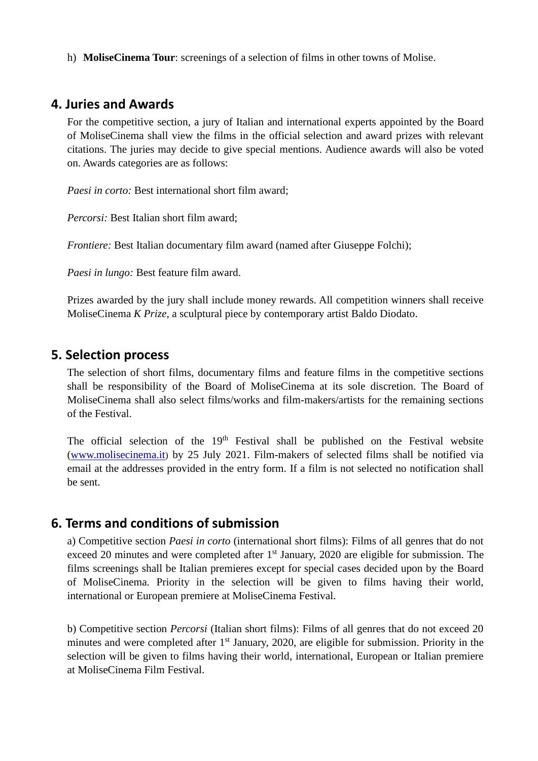h) **MoliseCinema Tour**: screenings of a selection of films in other towns of Molise.

## 4. Juries and Awards

For the competitive section, a jury of Italian and international experts appointed by the Board of MoliseCinema shall view the films in the official selection and award prizes with relevant citations. The juries may decide to give special mentions. Audience awards will also be voted on. Awards categories are as follows:

*Paesi in corto:* Best international short film award;

*Percorsi:* Best Italian short film award;

*Frontiere:* Best Italian documentary film award (named after Giuseppe Folchi);

*Paesi in lungo:* Best feature film award.

Prizes awarded by the jury shall include money rewards. All competition winners shall receive MoliseCinema *K Prize*, a sculptural piece by contemporary artist Baldo Diodato.

## 5. Selection process

The selection of short films, documentary films and feature films in the competitive sections shall be responsibility of the Board of MoliseCinema at its sole discretion. The Board of MoliseCinema shall also select films/works and film-makers/artists for the remaining sections of the Festival.

The official selection of the 19th Festival shall be published on the Festival website ([www.molisecinema.it](http://www.molisecinema.it)) by 25 July 2021. Film-makers of selected films shall be notified via email at the addresses provided in the entry form. If a film is not selected no notification shall be sent.

## 6. Terms and conditions of submission

a) Competitive section *Paesi in corto* (international short films): Films of all genres that do not exceed 20 minutes and were completed after 1st January, 2020 are eligible for submission. The films screenings shall be Italian premieres except for special cases decided upon by the Board of MoliseCinema. Priority in the selection will be given to films having their world, international or European premiere at MoliseCinema Festival.

b) Competitive section *Percorsi* (Italian short films): Films of all genres that do not exceed 20 minutes and were completed after 1st January, 2020, are eligible for submission. Priority in the selection will be given to films having their world, international, European or Italian premiere at MoliseCinema Film Festival.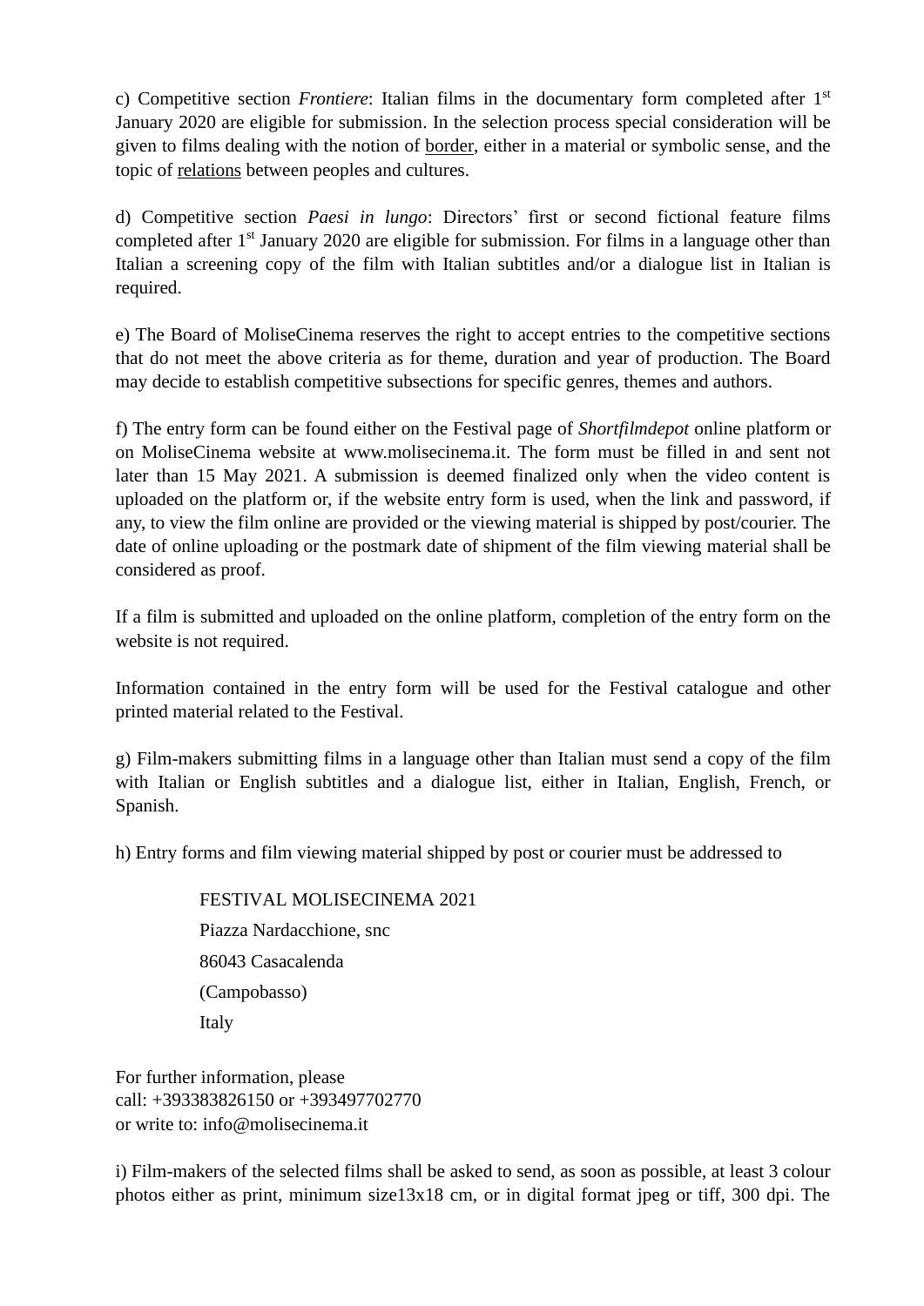c) Competitive section *Frontiere*: Italian films in the documentary form completed after 1st January 2020 are eligible for submission. In the selection process special consideration will be given to films dealing with the notion of border, either in a material or symbolic sense, and the topic of relations between peoples and cultures.

d) Competitive section *Paesi in lungo*: Directors' first or second fictional feature films completed after 1st January 2020 are eligible for submission. For films in a language other than Italian a screening copy of the film with Italian subtitles and/or a dialogue list in Italian is required.

e) The Board of MoliseCinema reserves the right to accept entries to the competitive sections that do not meet the above criteria as for theme, duration and year of production. The Board may decide to establish competitive subsections for specific genres, themes and authors.

f) The entry form can be found either on the Festival page of *Shortfilmdepot* online platform or on MoliseCinema website at www.molisecinema.it. The form must be filled in and sent not later than 15 May 2021. A submission is deemed finalized only when the video content is uploaded on the platform or, if the website entry form is used, when the link and password, if any, to view the film online are provided or the viewing material is shipped by post/courier. The date of online uploading or the postmark date of shipment of the film viewing material shall be considered as proof.

If a film is submitted and uploaded on the online platform, completion of the entry form on the website is not required.

Information contained in the entry form will be used for the Festival catalogue and other printed material related to the Festival.

g) Film-makers submitting films in a language other than Italian must send a copy of the film with Italian or English subtitles and a dialogue list, either in Italian, English, French, or Spanish.

h) Entry forms and film viewing material shipped by post or courier must be addressed to

FESTIVAL MOLISECINEMA 2021
Piazza Nardacchione, snc
86043 Casacalenda
(Campobasso)
Italy

For further information, please
call: +393383826150 or +393497702770
or write to: info@molisecinema.it

i) Film-makers of the selected films shall be asked to send, as soon as possible, at least 3 colour photos either as print, minimum size13x18 cm, or in digital format jpeg or tiff, 300 dpi. The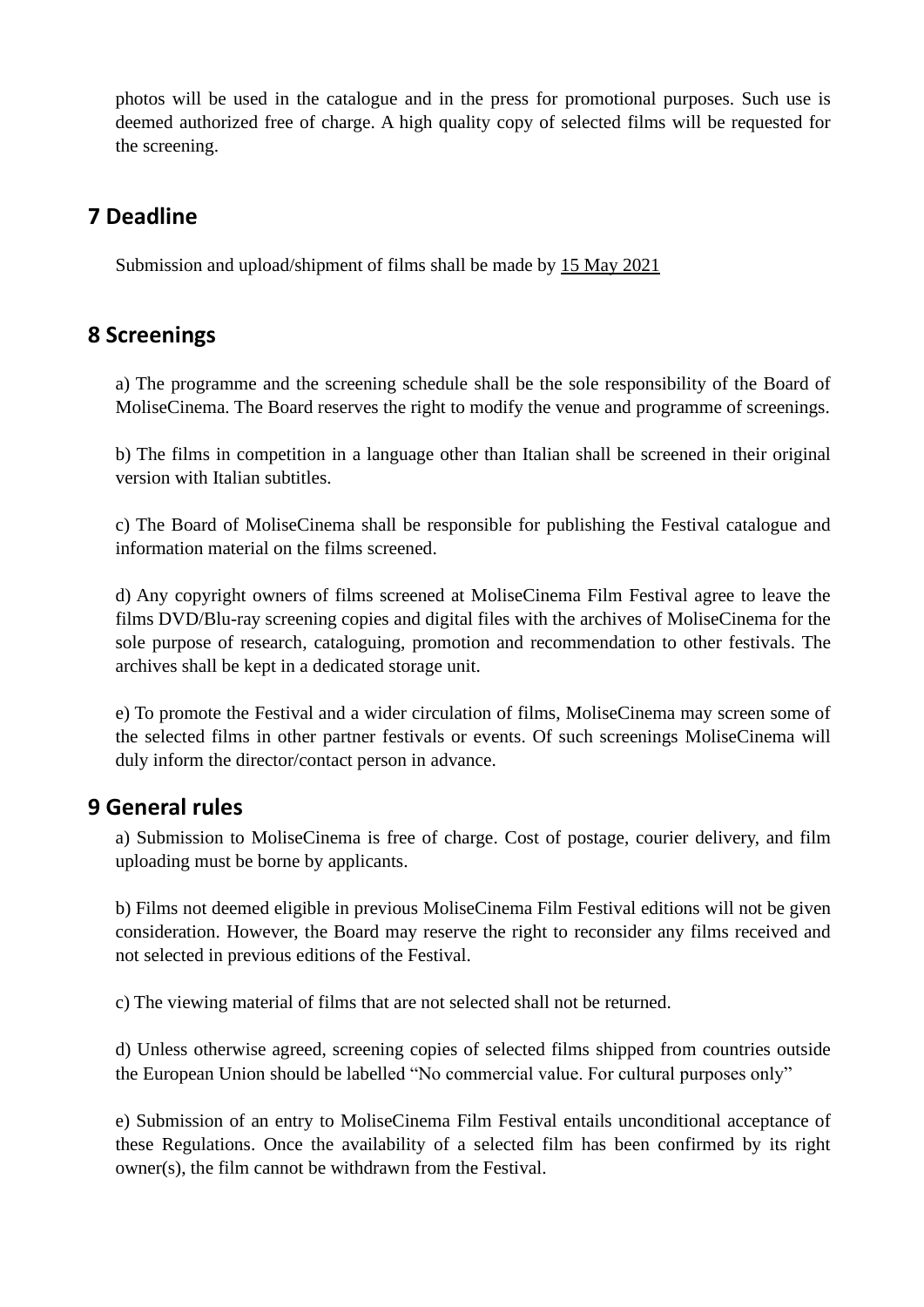photos will be used in the catalogue and in the press for promotional purposes. Such use is deemed authorized free of charge. A high quality copy of selected films will be requested for the screening.

## 7 Deadline

Submission and upload/shipment of films shall be made by 15 May 2021

## 8 Screenings

a) The programme and the screening schedule shall be the sole responsibility of the Board of MoliseCinema. The Board reserves the right to modify the venue and programme of screenings.

b) The films in competition in a language other than Italian shall be screened in their original version with Italian subtitles.

c) The Board of MoliseCinema shall be responsible for publishing the Festival catalogue and information material on the films screened.

d) Any copyright owners of films screened at MoliseCinema Film Festival agree to leave the films DVD/Blu-ray screening copies and digital files with the archives of MoliseCinema for the sole purpose of research, cataloguing, promotion and recommendation to other festivals. The archives shall be kept in a dedicated storage unit.

e) To promote the Festival and a wider circulation of films, MoliseCinema may screen some of the selected films in other partner festivals or events. Of such screenings MoliseCinema will duly inform the director/contact person in advance.

## 9 General rules

a) Submission to MoliseCinema is free of charge. Cost of postage, courier delivery, and film uploading must be borne by applicants.

b) Films not deemed eligible in previous MoliseCinema Film Festival editions will not be given consideration. However, the Board may reserve the right to reconsider any films received and not selected in previous editions of the Festival.

c) The viewing material of films that are not selected shall not be returned.

d) Unless otherwise agreed, screening copies of selected films shipped from countries outside the European Union should be labelled "No commercial value. For cultural purposes only"

e) Submission of an entry to MoliseCinema Film Festival entails unconditional acceptance of these Regulations. Once the availability of a selected film has been confirmed by its right owner(s), the film cannot be withdrawn from the Festival.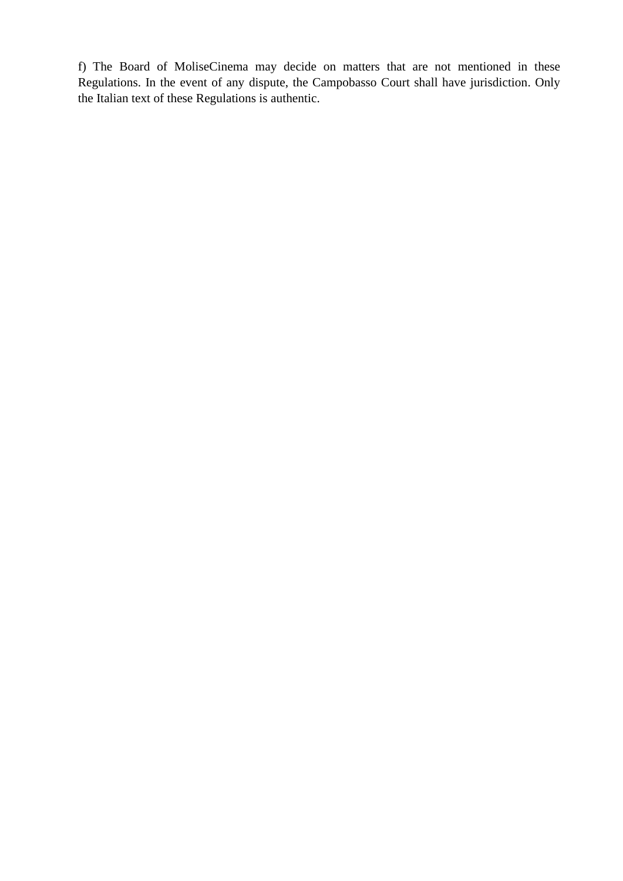f) The Board of MoliseCinema may decide on matters that are not mentioned in these Regulations. In the event of any dispute, the Campobasso Court shall have jurisdiction. Only the Italian text of these Regulations is authentic.